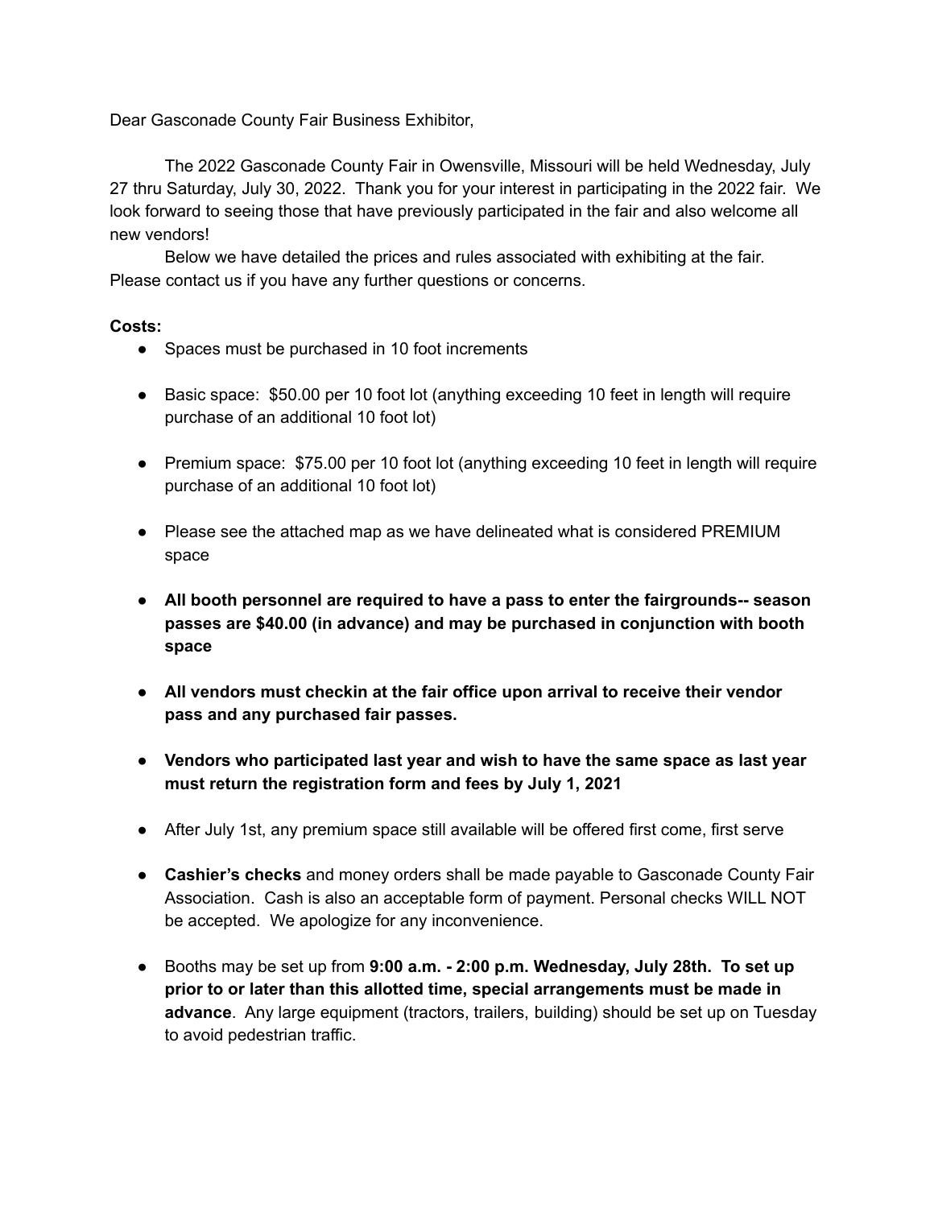Dear Gasconade County Fair Business Exhibitor,

The 2022 Gasconade County Fair in Owensville, Missouri will be held Wednesday, July 27 thru Saturday, July 30, 2022. Thank you for your interest in participating in the 2022 fair. We look forward to seeing those that have previously participated in the fair and also welcome all new vendors!

Below we have detailed the prices and rules associated with exhibiting at the fair. Please contact us if you have any further questions or concerns.

**Costs:**

- Spaces must be purchased in 10 foot increments
- Basic space: $50.00 per 10 foot lot (anything exceeding 10 feet in length will require purchase of an additional 10 foot lot)
- Premium space: $75.00 per 10 foot lot (anything exceeding 10 feet in length will require purchase of an additional 10 foot lot)
- Please see the attached map as we have delineated what is considered PREMIUM space
- **All booth personnel are required to have a pass to enter the fairgrounds-- season passes are $40.00 (in advance) and may be purchased in conjunction with booth space**
- **All vendors must checkin at the fair office upon arrival to receive their vendor pass and any purchased fair passes.**
- **Vendors who participated last year and wish to have the same space as last year must return the registration form and fees by July 1, 2021**
- After July 1st, any premium space still available will be offered first come, first serve
- **Cashier's checks** and money orders shall be made payable to Gasconade County Fair Association. Cash is also an acceptable form of payment. Personal checks WILL NOT be accepted. We apologize for any inconvenience.
- Booths may be set up from **9:00 a.m. - 2:00 p.m. Wednesday, July 28th. To set up prior to or later than this allotted time, special arrangements must be made in advance**. Any large equipment (tractors, trailers, building) should be set up on Tuesday to avoid pedestrian traffic.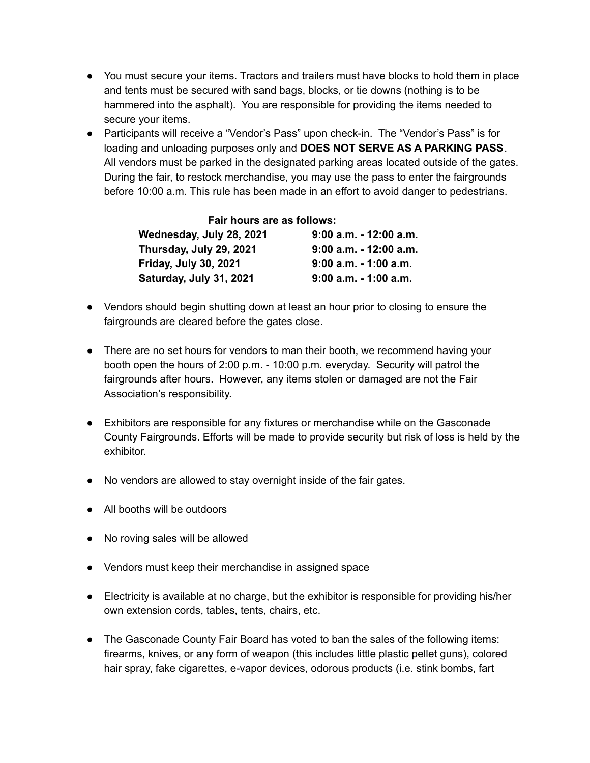- You must secure your items. Tractors and trailers must have blocks to hold them in place and tents must be secured with sand bags, blocks, or tie downs (nothing is to be hammered into the asphalt). You are responsible for providing the items needed to secure your items.
- Participants will receive a "Vendor's Pass" upon check-in. The "Vendor's Pass" is for loading and unloading purposes only and **DOES NOT SERVE AS A PARKING PASS**. All vendors must be parked in the designated parking areas located outside of the gates. During the fair, to restock merchandise, you may use the pass to enter the fairgrounds before 10:00 a.m. This rule has been made in an effort to avoid danger to pedestrians.

**Fair hours are as follows:**

| | |
|---|---|
| **Wednesday, July 28, 2021** | **9:00 a.m. - 12:00 a.m.** |
| **Thursday, July 29, 2021** | **9:00 a.m. - 12:00 a.m.** |
| **Friday, July 30, 2021** | **9:00 a.m. - 1:00 a.m.** |
| **Saturday, July 31, 2021** | **9:00 a.m. - 1:00 a.m.** |

- Vendors should begin shutting down at least an hour prior to closing to ensure the fairgrounds are cleared before the gates close.

- There are no set hours for vendors to man their booth, we recommend having your booth open the hours of 2:00 p.m. - 10:00 p.m. everyday. Security will patrol the fairgrounds after hours. However, any items stolen or damaged are not the Fair Association's responsibility.

- Exhibitors are responsible for any fixtures or merchandise while on the Gasconade County Fairgrounds. Efforts will be made to provide security but risk of loss is held by the exhibitor.

- No vendors are allowed to stay overnight inside of the fair gates.

- All booths will be outdoors

- No roving sales will be allowed

- Vendors must keep their merchandise in assigned space

- Electricity is available at no charge, but the exhibitor is responsible for providing his/her own extension cords, tables, tents, chairs, etc.

- The Gasconade County Fair Board has voted to ban the sales of the following items: firearms, knives, or any form of weapon (this includes little plastic pellet guns), colored hair spray, fake cigarettes, e-vapor devices, odorous products (i.e. stink bombs, fart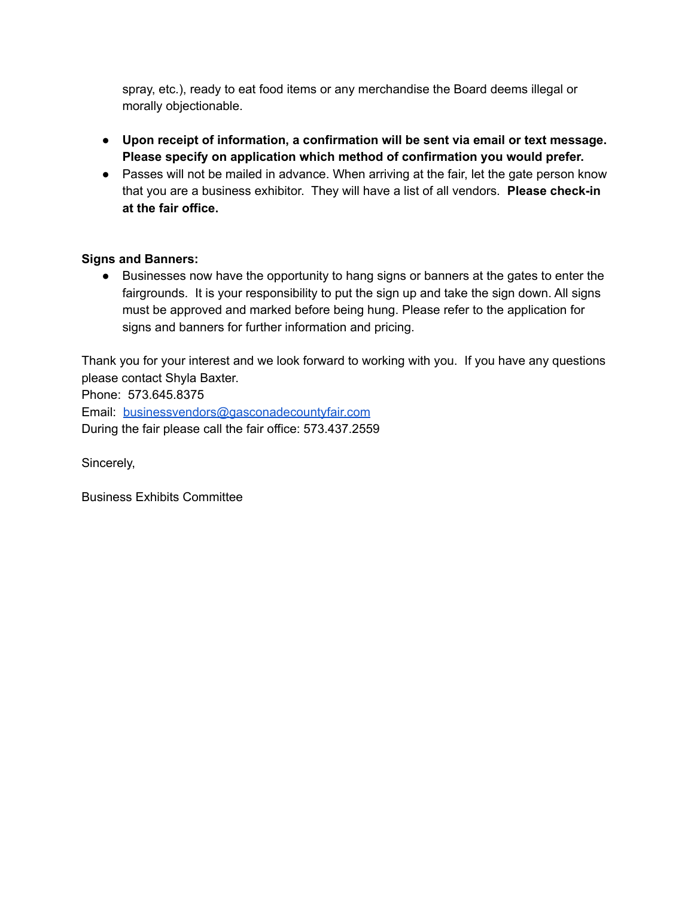spray, etc.), ready to eat food items or any merchandise the Board deems illegal or morally objectionable.

- **Upon receipt of information, a confirmation will be sent via email or text message. Please specify on application which method of confirmation you would prefer.**
- Passes will not be mailed in advance. When arriving at the fair, let the gate person know that you are a business exhibitor. They will have a list of all vendors. **Please check-in at the fair office.**

**Signs and Banners:**

- Businesses now have the opportunity to hang signs or banners at the gates to enter the fairgrounds. It is your responsibility to put the sign up and take the sign down. All signs must be approved and marked before being hung. Please refer to the application for signs and banners for further information and pricing.

Thank you for your interest and we look forward to working with you. If you have any questions please contact Shyla Baxter.
Phone: 573.645.8375
Email: businessvendors@gasconadecountyfair.com
During the fair please call the fair office: 573.437.2559

Sincerely,

Business Exhibits Committee